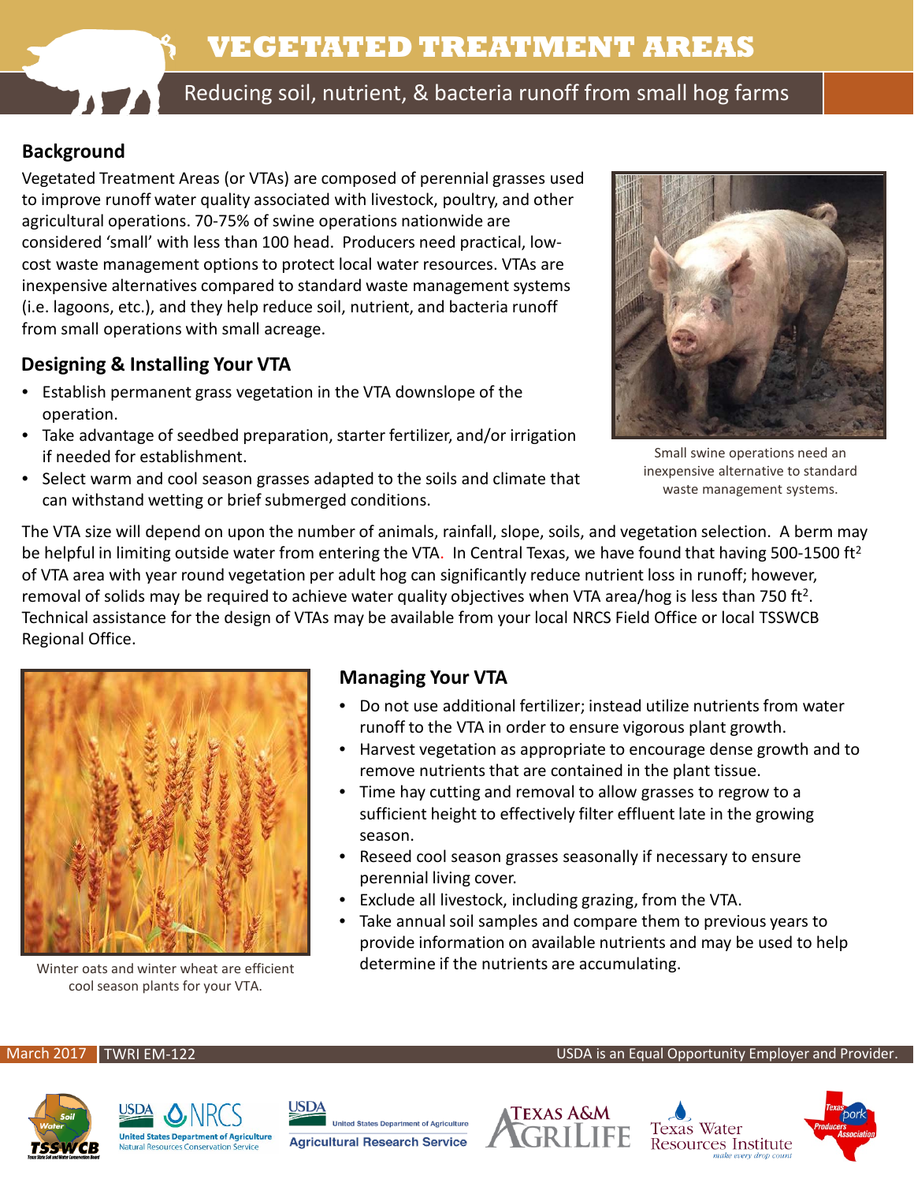# VEGETATED TREATMENT AREAS

## Reducing soil, nutrient, & bacteria runoff from small hog farms

### Background

Vegetated Treatment Areas (or VTAs) are composed of perennial grasses used to improve runoff water quality associated with livestock, poultry, and other agricultural operations. 70-75% of swine operations nationwide are considered 'small' with less than 100 head. Producers need practical, low-cost waste management options to protect local water resources. VTAs are inexpensive alternatives compared to standard waste management systems (i.e. lagoons, etc.), and they help reduce soil, nutrient, and bacteria runoff from small operations with small acreage.

Small swine operations need an inexpensive alternative to standard waste management systems.

### Designing & Installing Your VTA

- Establish permanent grass vegetation in the VTA downslope of the operation.
- Take advantage of seedbed preparation, starter fertilizer, and/or irrigation if needed for establishment.
- Select warm and cool season grasses adapted to the soils and climate that can withstand wetting or brief submerged conditions.

The VTA size will depend on upon the number of animals, rainfall, slope, soils, and vegetation selection. A berm may be helpful in limiting outside water from entering the VTA. In Central Texas, we have found that having 500-1500 $ft^2$ of VTA area with year round vegetation per adult hog can significantly reduce nutrient loss in runoff; however, removal of solids may be required to achieve water quality objectives when VTA area/hog is less than 750 $ft^2$. Technical assistance for the design of VTAs may be available from your local NRCS Field Office or local TSSWCB Regional Office.

Winter oats and winter wheat are efficient cool season plants for your VTA.

### Managing Your VTA

- Do not use additional fertilizer; instead utilize nutrients from water runoff to the VTA in order to ensure vigorous plant growth.
- Harvest vegetation as appropriate to encourage dense growth and to remove nutrients that are contained in the plant tissue.
- Time hay cutting and removal to allow grasses to regrow to a sufficient height to effectively filter effluent late in the growing season.
- Reseed cool season grasses seasonally if necessary to ensure perennial living cover.
- Exclude all livestock, including grazing, from the VTA.
- Take annual soil samples and compare them to previous years to provide information on available nutrients and may be used to help determine if the nutrients are accumulating.

March 2017 | TWRI EM-122

USDA is an Equal Opportunity Employer and Provider.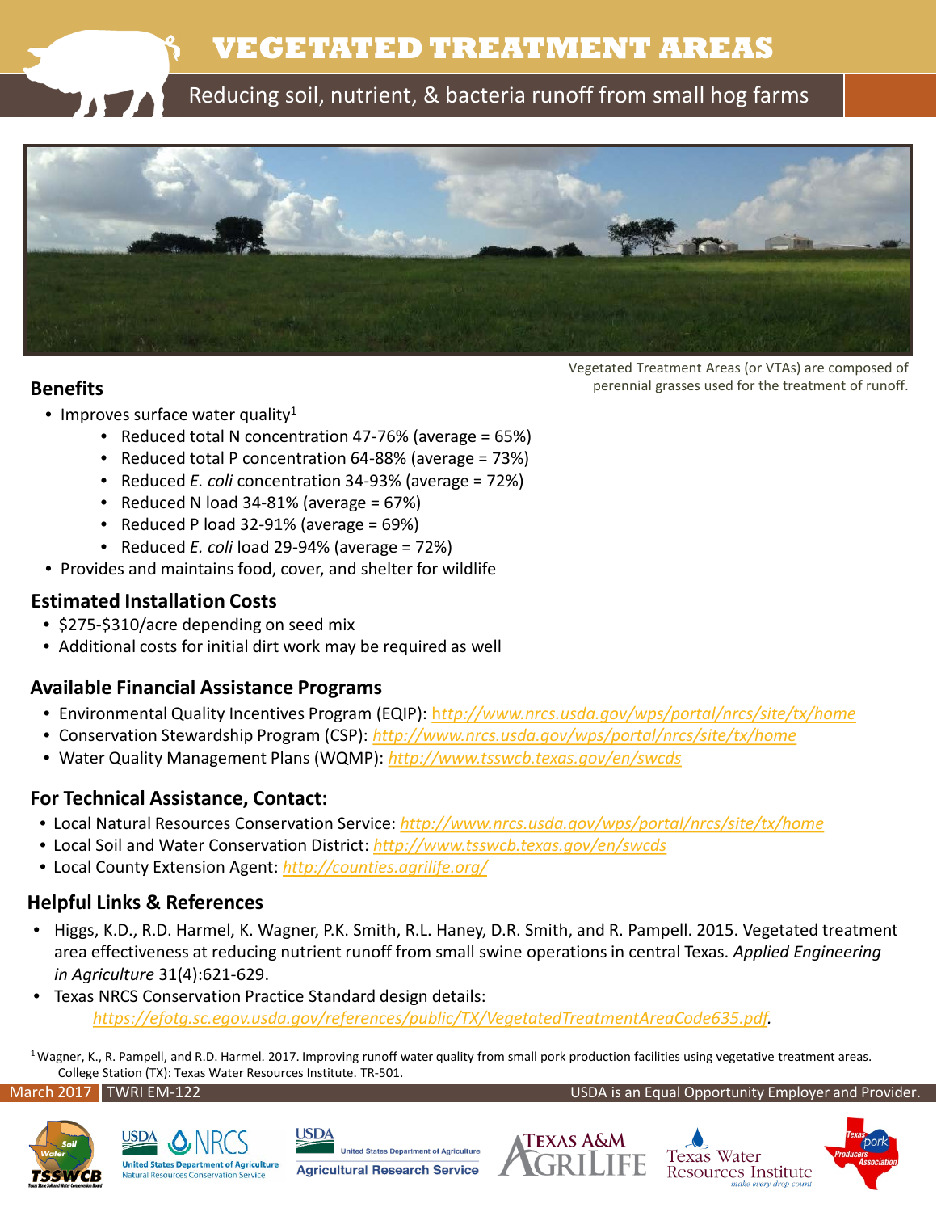# VEGETATED TREATMENT AREAS

## Reducing soil, nutrient, & bacteria runoff from small hog farms

Vegetated Treatment Areas (or VTAs) are composed of perennial grasses used for the treatment of runoff.

### Benefits

- Improves surface water quality[1]
  - Reduced total N concentration 47-76% (average = 65%)
  - Reduced total P concentration 64-88% (average = 73%)
  - Reduced *E. coli* concentration 34-93% (average = 72%)
  - Reduced N load 34-81% (average = 67%)
  - Reduced P load 32-91% (average = 69%)
  - Reduced *E. coli* load 29-94% (average = 72%)
- Provides and maintains food, cover, and shelter for wildlife

### Estimated Installation Costs

- $275-$310/acre depending on seed mix
- Additional costs for initial dirt work may be required as well

### Available Financial Assistance Programs

- Environmental Quality Incentives Program (EQIP): *http://www.nrcs.usda.gov/wps/portal/nrcs/site/tx/home*
- Conservation Stewardship Program (CSP): *http://www.nrcs.usda.gov/wps/portal/nrcs/site/tx/home*
- Water Quality Management Plans (WQMP): *http://www.tsswcb.texas.gov/en/swcds*

### For Technical Assistance, Contact:

- Local Natural Resources Conservation Service: *http://www.nrcs.usda.gov/wps/portal/nrcs/site/tx/home*
- Local Soil and Water Conservation District: *http://www.tsswcb.texas.gov/en/swcds*
- Local County Extension Agent: *http://counties.agrilife.org/*

### Helpful Links & References

- Higgs, K.D., R.D. Harmel, K. Wagner, P.K. Smith, R.L. Haney, D.R. Smith, and R. Pampell. 2015. Vegetated treatment area effectiveness at reducing nutrient runoff from small swine operations in central Texas. *Applied Engineering in Agriculture* 31(4):621-629.
- Texas NRCS Conservation Practice Standard design details: *https://efotg.sc.egov.usda.gov/references/public/TX/VegetatedTreatmentAreaCode635.pdf*.

[1] Wagner, K., R. Pampell, and R.D. Harmel. 2017. Improving runoff water quality from small pork production facilities using vegetative treatment areas. College Station (TX): Texas Water Resources Institute. TR-501.

March 2017 | TWRI EM-122

USDA is an Equal Opportunity Employer and Provider.